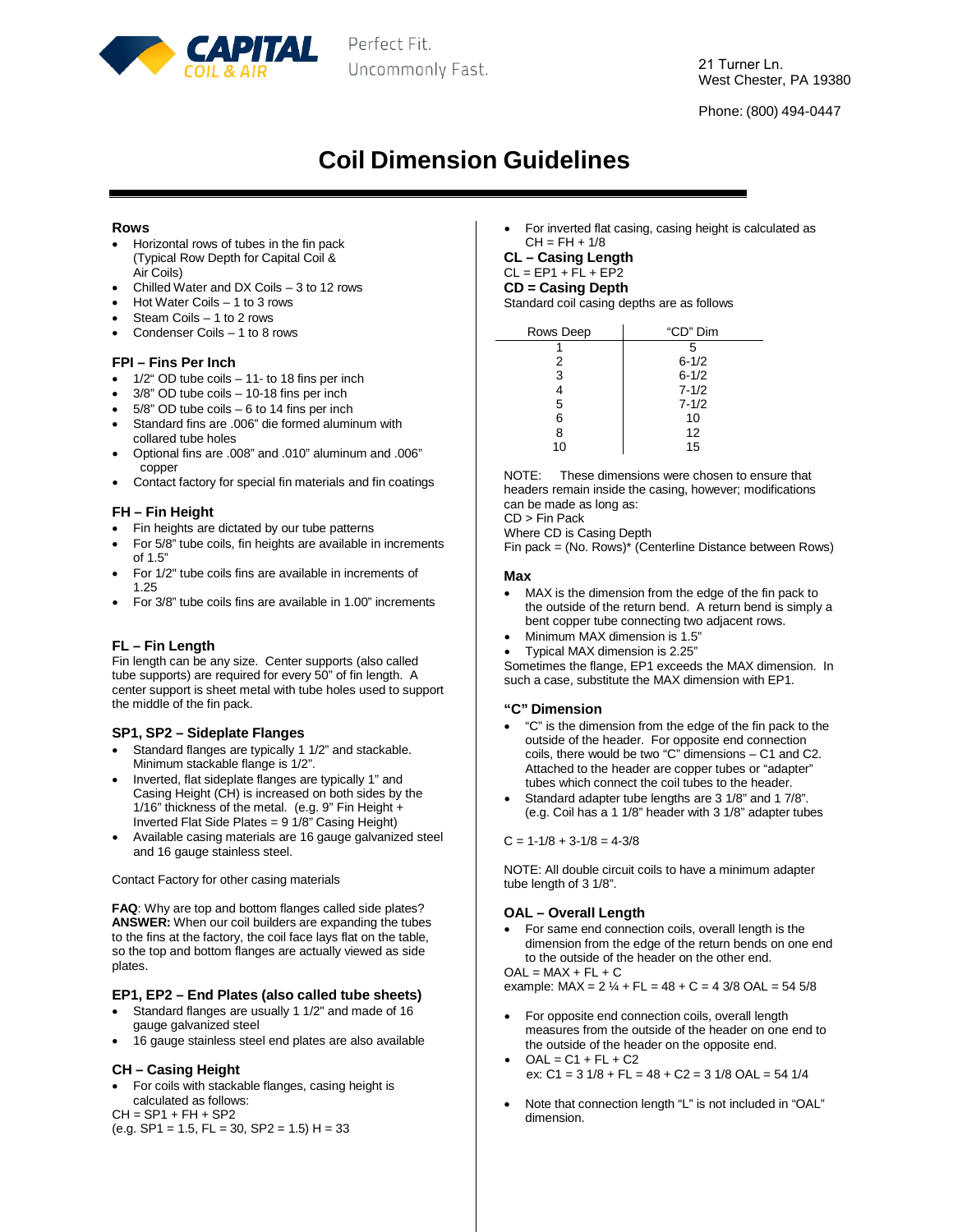CAPITAL COIL & AIR

Perfect Fit. Uncommonly Fast.

21 Turner Ln.
West Chester, PA 19380

Phone: (800) 494-0447

# Coil Dimension Guidelines

### Rows

- Horizontal rows of tubes in the fin pack (Typical Row Depth for Capital Coil & Air Coils)
- Chilled Water and DX Coils – 3 to 12 rows
- Hot Water Coils – 1 to 3 rows
- Steam Coils – 1 to 2 rows
- Condenser Coils – 1 to 8 rows

### FPI – Fins Per Inch

- 1/2" OD tube coils – 11- to 18 fins per inch
- 3/8" OD tube coils – 10-18 fins per inch
- 5/8" OD tube coils – 6 to 14 fins per inch
- Standard fins are .006" die formed aluminum with collared tube holes
- Optional fins are .008" and .010" aluminum and .006" copper
- Contact factory for special fin materials and fin coatings

### FH – Fin Height

- Fin heights are dictated by our tube patterns
- For 5/8" tube coils, fin heights are available in increments of 1.5"
- For 1/2" tube coils fins are available in increments of 1.25
- For 3/8" tube coils fins are available in 1.00" increments

### FL – Fin Length

Fin length can be any size. Center supports (also called tube supports) are required for every 50" of fin length. A center support is sheet metal with tube holes used to support the middle of the fin pack.

### SP1, SP2 – Sideplate Flanges

- Standard flanges are typically 1 1/2" and stackable. Minimum stackable flange is 1/2".
- Inverted, flat sideplate flanges are typically 1" and Casing Height (CH) is increased on both sides by the 1/16" thickness of the metal. (e.g. 9" Fin Height + Inverted Flat Side Plates = 9 1/8" Casing Height)
- Available casing materials are 16 gauge galvanized steel and 16 gauge stainless steel.

Contact Factory for other casing materials

**FAQ**: Why are top and bottom flanges called side plates?
**ANSWER:** When our coil builders are expanding the tubes to the fins at the factory, the coil face lays flat on the table, so the top and bottom flanges are actually viewed as side plates.

### EP1, EP2 – End Plates (also called tube sheets)

- Standard flanges are usually 1 1/2" and made of 16 gauge galvanized steel
- 16 gauge stainless steel end plates are also available

### CH – Casing Height

- For coils with stackable flanges, casing height is calculated as follows:

CH = SP1 + FH + SP2
(e.g. SP1 = 1.5, FL = 30, SP2 = 1.5) H = 33

- For inverted flat casing, casing height is calculated as CH = FH + 1/8

### CL – Casing Length

CL = EP1 + FL + EP2

### CD = Casing Depth

Standard coil casing depths are as follows

| Rows Deep | "CD" Dim |
|---|---|
| 1 | 5 |
| 2 | 6-1/2 |
| 3 | 6-1/2 |
| 4 | 7-1/2 |
| 5 | 7-1/2 |
| 6 | 10 |
| 8 | 12 |
| 10 | 15 |

NOTE: These dimensions were chosen to ensure that headers remain inside the casing, however; modifications can be made as long as:
CD > Fin Pack
Where CD is Casing Depth
Fin pack = (No. Rows)* (Centerline Distance between Rows)

### Max

- MAX is the dimension from the edge of the fin pack to the outside of the return bend. A return bend is simply a bent copper tube connecting two adjacent rows.
- Minimum MAX dimension is 1.5"
- Typical MAX dimension is 2.25"

Sometimes the flange, EP1 exceeds the MAX dimension. In such a case, substitute the MAX dimension with EP1.

### "C" Dimension

- "C" is the dimension from the edge of the fin pack to the outside of the header. For opposite end connection coils, there would be two "C" dimensions – C1 and C2. Attached to the header are copper tubes or "adapter" tubes which connect the coil tubes to the header.
- Standard adapter tube lengths are 3 1/8" and 1 7/8". (e.g. Coil has a 1 1/8" header with 3 1/8" adapter tubes

C = 1-1/8 + 3-1/8 = 4-3/8

NOTE: All double circuit coils to have a minimum adapter tube length of 3 1/8".

### OAL – Overall Length

- For same end connection coils, overall length is the dimension from the edge of the return bends on one end to the outside of the header on the other end.

OAL = MAX + FL + C
example: MAX = 2 ¼ + FL = 48 + C = 4 3/8 OAL = 54 5/8

- For opposite end connection coils, overall length measures from the outside of the header on one end to the outside of the header on the opposite end.
- OAL = C1 + FL + C2
  ex: C1 = 3 1/8 + FL = 48 + C2 = 3 1/8 OAL = 54 1/4
- Note that connection length "L" is not included in "OAL" dimension.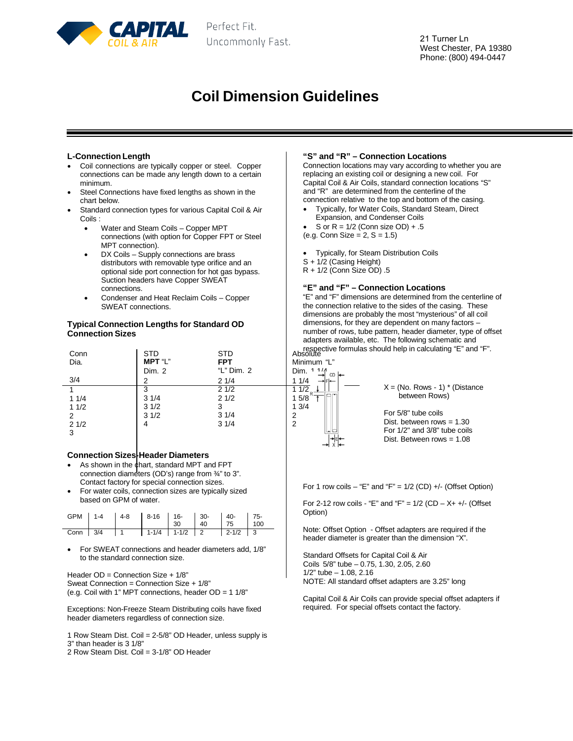21 Turner Ln
West Chester, PA 19380
Phone: (800) 494-0447

# Coil Dimension Guidelines

## L-Connection Length

- Coil connections are typically copper or steel. Copper connections can be made any length down to a certain minimum.
- Steel Connections have fixed lengths as shown in the chart below.
- Standard connection types for various Capital Coil & Air Coils :
  - Water and Steam Coils – Copper MPT connections (with option for Copper FPT or Steel MPT connection).
  - DX Coils – Supply connections are brass distributors with removable type orifice and an optional side port connection for hot gas bypass. Suction headers have Copper SWEAT connections.
  - Condenser and Heat Reclaim Coils – Copper SWEAT connections.

## Typical Connection Lengths for Standard OD Connection Sizes

| Conn Dia. | STD **MPT** "L" Dim. 2 | STD **FPT** "L" Dim. 2 | Absolute Minimum "L" Dim. 1 1/4 |
|---|---|---|---|
| 3/4 | 2 | 2 1/4 | 1 1/4 |
| 1 | 3 | 2 1/2 | 1 1/2 |
| 1 1/4 | 3 1/4 | 2 1/2 | 1 5/8 |
| 1 1/2 | 3 1/2 | 3 | 1 3/4 |
| 2 | 3 1/2 | 3 1/4 | 2 |
| 2 1/2 | 4 | 3 1/4 | 2 |
| 3 | | | |

## Connection Sizes-Header Diameters

- As shown in the chart, standard MPT and FPT connection diameters (OD's) range from ¾" to 3". Contact factory for special connection sizes.
- For water coils, connection sizes are typically sized based on GPM of water.

| GPM | 1-4 | 4-8 | 8-16 | 16-30 | 30-40 | 40-75 | 75-100 |
|---|---|---|---|---|---|---|---|
| Conn | 3/4 | 1 | 1-1/4 | 1-1/2 | 2 | 2-1/2 | 3 |

- For SWEAT connections and header diameters add, 1/8" to the standard connection size.

Header OD = Connection Size + 1/8"
Sweat Connection = Connection Size + 1/8"
(e.g. Coil with 1" MPT connections, header OD = 1 1/8"

Exceptions: Non-Freeze Steam Distributing coils have fixed header diameters regardless of connection size.

1 Row Steam Dist. Coil = 2-5/8" OD Header, unless supply is 3" than header is 3 1/8"
2 Row Steam Dist. Coil = 3-1/8" OD Header

## "S" and "R" – Connection Locations

Connection locations may vary according to whether you are replacing an existing coil or designing a new coil. For Capital Coil & Air Coils, standard connection locations "S" and "R" are determined from the centerline of the connection relative to the top and bottom of the casing.

- Typically, for Water Coils, Standard Steam, Direct Expansion, and Condenser Coils
- S or R = 1/2 (Conn size OD) + .5

(e.g. Conn Size = 2, S = 1.5)

- Typically, for Steam Distribution Coils

S + 1/2 (Casing Height)
R + 1/2 (Conn Size OD) .5

## "E" and "F" – Connection Locations

"E" and "F" dimensions are determined from the centerline of the connection relative to the sides of the casing. These dimensions are probably the most "mysterious" of all coil dimensions, for they are dependent on many factors – number of rows, tube pattern, header diameter, type of offset adapters available, etc. The following schematic and respective formulas should help in calculating "E" and "F".

CD
F
R
E
X

X = (No. Rows - 1) * (Distance between Rows)

For 5/8" tube coils
Dist. between rows = 1.30
For 1/2" and 3/8" tube coils
Dist. Between rows = 1.08

For 1 row coils – "E" and "F" = 1/2 (CD) +/- (Offset Option)

For 2-12 row coils - "E" and "F" = 1/2 (CD – X+ +/- (Offset Option)

Note: Offset Option - Offset adapters are required if the header diameter is greater than the dimension "X".

Standard Offsets for Capital Coil & Air Coils 5/8" tube – 0.75, 1.30, 2.05, 2.60
1/2" tube – 1.08, 2.16
NOTE: All standard offset adapters are 3.25" long

Capital Coil & Air Coils can provide special offset adapters if required. For special offsets contact the factory.